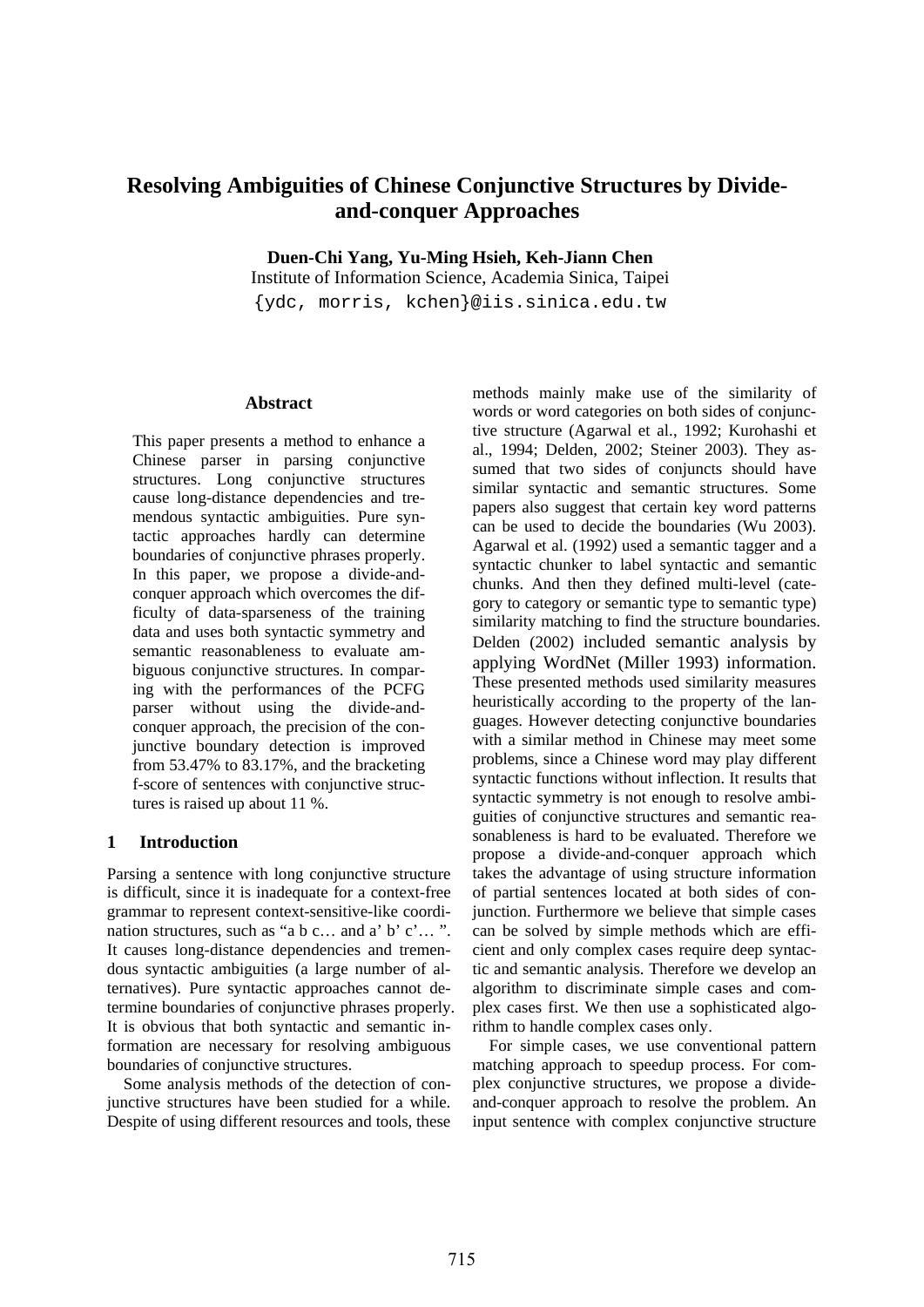# Resolving Ambiguities of Chinese Conjunctive Structures by Divide-and-conquer Approaches

**Duen-Chi Yang, Yu-Ming Hsieh, Keh-Jiann Chen**

Institute of Information Science, Academia Sinica, Taipei

{ydc, morris, kchen}@iis.sinica.edu.tw

## Abstract

This paper presents a method to enhance a Chinese parser in parsing conjunctive structures. Long conjunctive structures cause long-distance dependencies and tremendous syntactic ambiguities. Pure syntactic approaches hardly can determine boundaries of conjunctive phrases properly. In this paper, we propose a divide-and-conquer approach which overcomes the difficulty of data-sparseness of the training data and uses both syntactic symmetry and semantic reasonableness to evaluate ambiguous conjunctive structures. In comparing with the performances of the PCFG parser without using the divide-and-conquer approach, the precision of the conjunctive boundary detection is improved from 53.47% to 83.17%, and the bracketing f-score of sentences with conjunctive structures is raised up about 11 %.

## 1 Introduction

Parsing a sentence with long conjunctive structure is difficult, since it is inadequate for a context-free grammar to represent context-sensitive-like coordination structures, such as "a b c… and a' b' c'… ". It causes long-distance dependencies and tremendous syntactic ambiguities (a large number of alternatives). Pure syntactic approaches cannot determine boundaries of conjunctive phrases properly. It is obvious that both syntactic and semantic information are necessary for resolving ambiguous boundaries of conjunctive structures.

Some analysis methods of the detection of conjunctive structures have been studied for a while. Despite of using different resources and tools, these methods mainly make use of the similarity of words or word categories on both sides of conjunctive structure (Agarwal et al., 1992; Kurohashi et al., 1994; Delden, 2002; Steiner 2003). They assumed that two sides of conjuncts should have similar syntactic and semantic structures. Some papers also suggest that certain key word patterns can be used to decide the boundaries (Wu 2003). Agarwal et al. (1992) used a semantic tagger and a syntactic chunker to label syntactic and semantic chunks. And then they defined multi-level (category to category or semantic type to semantic type) similarity matching to find the structure boundaries. Delden (2002) included semantic analysis by applying WordNet (Miller 1993) information. These presented methods used similarity measures heuristically according to the property of the languages. However detecting conjunctive boundaries with a similar method in Chinese may meet some problems, since a Chinese word may play different syntactic functions without inflection. It results that syntactic symmetry is not enough to resolve ambiguities of conjunctive structures and semantic reasonableness is hard to be evaluated. Therefore we propose a divide-and-conquer approach which takes the advantage of using structure information of partial sentences located at both sides of conjunction. Furthermore we believe that simple cases can be solved by simple methods which are efficient and only complex cases require deep syntactic and semantic analysis. Therefore we develop an algorithm to discriminate simple cases and complex cases first. We then use a sophisticated algorithm to handle complex cases only.

For simple cases, we use conventional pattern matching approach to speedup process. For complex conjunctive structures, we propose a divide-and-conquer approach to resolve the problem. An input sentence with complex conjunctive structure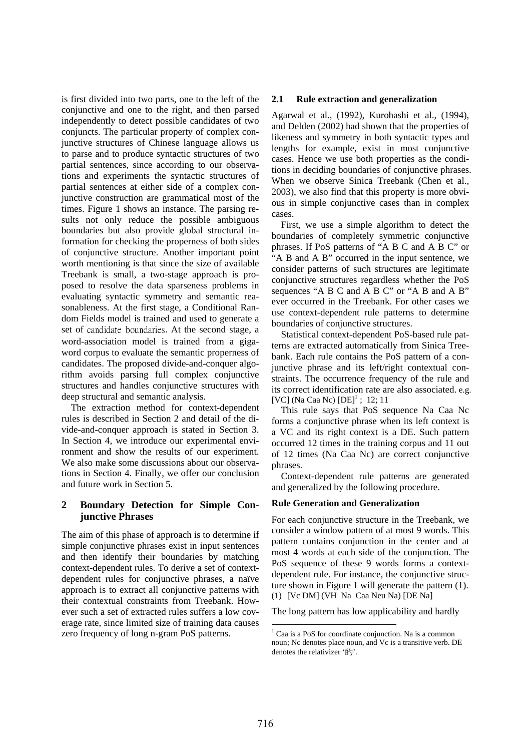is first divided into two parts, one to the left of the conjunctive and one to the right, and then parsed independently to detect possible candidates of two conjuncts. The particular property of complex conjunctive structures of Chinese language allows us to parse and to produce syntactic structures of two partial sentences, since according to our observations and experiments the syntactic structures of partial sentences at either side of a complex conjunctive construction are grammatical most of the times. Figure 1 shows an instance. The parsing results not only reduce the possible ambiguous boundaries but also provide global structural information for checking the properness of both sides of conjunctive structure. Another important point worth mentioning is that since the size of available Treebank is small, a two-stage approach is proposed to resolve the data sparseness problems in evaluating syntactic symmetry and semantic reasonableness. At the first stage, a Conditional Random Fields model is trained and used to generate a set of candidate boundaries. At the second stage, a word-association model is trained from a gigaword corpus to evaluate the semantic properness of candidates. The proposed divide-and-conquer algorithm avoids parsing full complex conjunctive structures and handles conjunctive structures with deep structural and semantic analysis.

The extraction method for context-dependent rules is described in Section 2 and detail of the divide-and-conquer approach is stated in Section 3. In Section 4, we introduce our experimental environment and show the results of our experiment. We also make some discussions about our observations in Section 4. Finally, we offer our conclusion and future work in Section 5.

## 2 Boundary Detection for Simple Conjunctive Phrases

The aim of this phase of approach is to determine if simple conjunctive phrases exist in input sentences and then identify their boundaries by matching context-dependent rules. To derive a set of context-dependent rules for conjunctive phrases, a naïve approach is to extract all conjunctive patterns with their contextual constraints from Treebank. However such a set of extracted rules suffers a low coverage rate, since limited size of training data causes zero frequency of long n-gram PoS patterns.

### 2.1 Rule extraction and generalization

Agarwal et al., (1992), Kurohashi et al., (1994), and Delden (2002) had shown that the properties of likeness and symmetry in both syntactic types and lengths for example, exist in most conjunctive cases. Hence we use both properties as the conditions in deciding boundaries of conjunctive phrases. When we observe Sinica Treebank (Chen et al., 2003), we also find that this property is more obvious in simple conjunctive cases than in complex cases.

First, we use a simple algorithm to detect the boundaries of completely symmetric conjunctive phrases. If PoS patterns of "A B C and A B C" or "A B and A B" occurred in the input sentence, we consider patterns of such structures are legitimate conjunctive structures regardless whether the PoS sequences "A B C and A B C" or "A B and A B" ever occurred in the Treebank. For other cases we use context-dependent rule patterns to determine boundaries of conjunctive structures.

Statistical context-dependent PoS-based rule patterns are extracted automatically from Sinica Treebank. Each rule contains the PoS pattern of a conjunctive phrase and its left/right contextual constraints. The occurrence frequency of the rule and its correct identification rate are also associated. e.g. [VC] (Na Caa Nc) [DE][1] ; 12; 11

This rule says that PoS sequence Na Caa Nc forms a conjunctive phrase when its left context is a VC and its right context is a DE. Such pattern occurred 12 times in the training corpus and 11 out of 12 times (Na Caa Nc) are correct conjunctive phrases.

Context-dependent rule patterns are generated and generalized by the following procedure.

**Rule Generation and Generalization**

For each conjunctive structure in the Treebank, we consider a window pattern of at most 9 words. This pattern contains conjunction in the center and at most 4 words at each side of the conjunction. The PoS sequence of these 9 words forms a context-dependent rule. For instance, the conjunctive structure shown in Figure 1 will generate the pattern (1).
(1) [Vc DM] (VH Na Caa Neu Na) [DE Na]

The long pattern has low applicability and hardly

[1] Caa is a PoS for coordinate conjunction. Na is a common noun; Nc denotes place noun, and Vc is a transitive verb. DE denotes the relativizer '的'.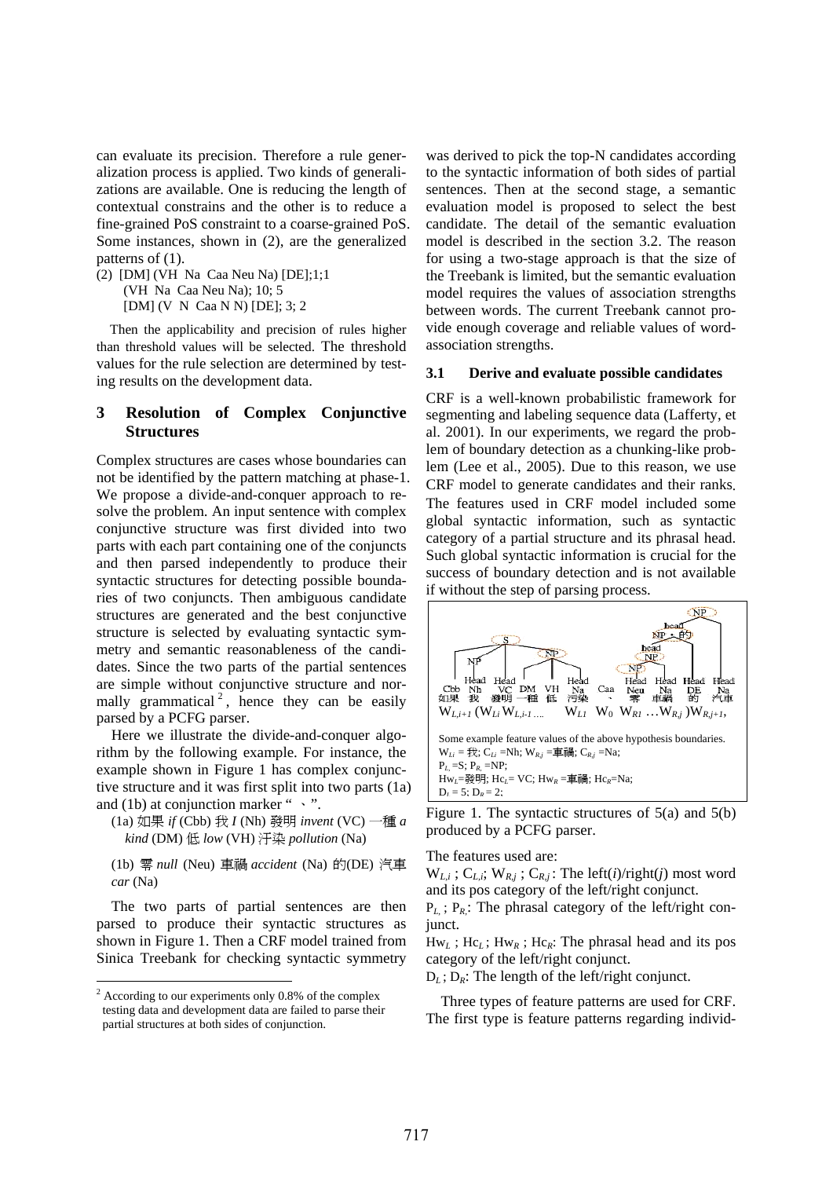can evaluate its precision. Therefore a rule generalization process is applied. Two kinds of generalizations are available. One is reducing the length of contextual constrains and the other is to reduce a fine-grained PoS constraint to a coarse-grained PoS. Some instances, shown in (2), are the generalized patterns of (1).

(2) [DM] (VH Na Caa Neu Na) [DE];1;1
  (VH Na Caa Neu Na); 10; 5
  [DM] (V N Caa N N) [DE]; 3; 2

Then the applicability and precision of rules higher than threshold values will be selected. The threshold values for the rule selection are determined by testing results on the development data.

## 3 Resolution of Complex Conjunctive Structures

Complex structures are cases whose boundaries can not be identified by the pattern matching at phase-1. We propose a divide-and-conquer approach to resolve the problem. An input sentence with complex conjunctive structure was first divided into two parts with each part containing one of the conjuncts and then parsed independently to produce their syntactic structures for detecting possible boundaries of two conjuncts. Then ambiguous candidate structures are generated and the best conjunctive structure is selected by evaluating syntactic symmetry and semantic reasonableness of the candidates. Since the two parts of the partial sentences are simple without conjunctive structure and normally grammatical[2], hence they can be easily parsed by a PCFG parser.

Here we illustrate the divide-and-conquer algorithm by the following example. For instance, the example shown in Figure 1 has complex conjunctive structure and it was first split into two parts (1a) and (1b) at conjunction marker "、".

(1a) 如果 *if* (Cbb) 我 *I* (Nh) 發明 *invent* (VC) 一種 *a kind* (DM) 低 *low* (VH) 汙染 *pollution* (Na)

(1b) 零 *null* (Neu) 車禍 *accident* (Na) 的(DE) 汽車 *car* (Na)

The two parts of partial sentences are then parsed to produce their syntactic structures as shown in Figure 1. Then a CRF model trained from Sinica Treebank for checking syntactic symmetry was derived to pick the top-N candidates according to the syntactic information of both sides of partial sentences. Then at the second stage, a semantic evaluation model is proposed to select the best candidate. The detail of the semantic evaluation model is described in the section 3.2. The reason for using a two-stage approach is that the size of the Treebank is limited, but the semantic evaluation model requires the values of association strengths between words. The current Treebank cannot provide enough coverage and reliable values of word-association strengths.

### 3.1 Derive and evaluate possible candidates

CRF is a well-known probabilistic framework for segmenting and labeling sequence data (Lafferty, et al. 2001). In our experiments, we regard the problem of boundary detection as a chunking-like problem (Lee et al., 2005). Due to this reason, we use CRF model to generate candidates and their ranks. The features used in CRF model included some global syntactic information, such as syntactic category of a partial structure and its phrasal head. Such global syntactic information is crucial for the success of boundary detection and is not available if without the step of parsing process.

$W_{L,i+1}$ ($W_{Li}$ $W_{L,i-1}$ …. $W_{L1}$ $W_0$ $W_{R1}$ …$W_{R,j}$ )$W_{R,j+1}$,

Some example feature values of the above hypothesis boundaries.
$W_{Li}$ = 我; $C_{Li}$ =Nh; $W_{R,j}$ =車禍; $C_{R,j}$ =Na;
$P_L$ =S; $P_R$ =NP;
$Hw_L$=發明; $Hc_L$= VC; $Hw_R$ =車禍; $Hc_R$=Na;
$D_l$ = 5; $D_R$ = 2;

Figure 1. The syntactic structures of 5(a) and 5(b) produced by a PCFG parser.

The features used are:

$W_{L,i}$ ; $C_{L,i}$; $W_{R,j}$ ; $C_{R,j}$: The left(*i*)/right(*j*) most word and its pos category of the left/right conjunct.

$P_L$ ; $P_R$: The phrasal category of the left/right conjunct.

$Hw_L$ ; $Hc_L$; $Hw_R$ ; $Hc_R$: The phrasal head and its pos category of the left/right conjunct.

$D_L$ ; $D_R$: The length of the left/right conjunct.

Three types of feature patterns are used for CRF. The first type is feature patterns regarding individ-

[2] According to our experiments only 0.8% of the complex testing data and development data are failed to parse their partial structures at both sides of conjunction.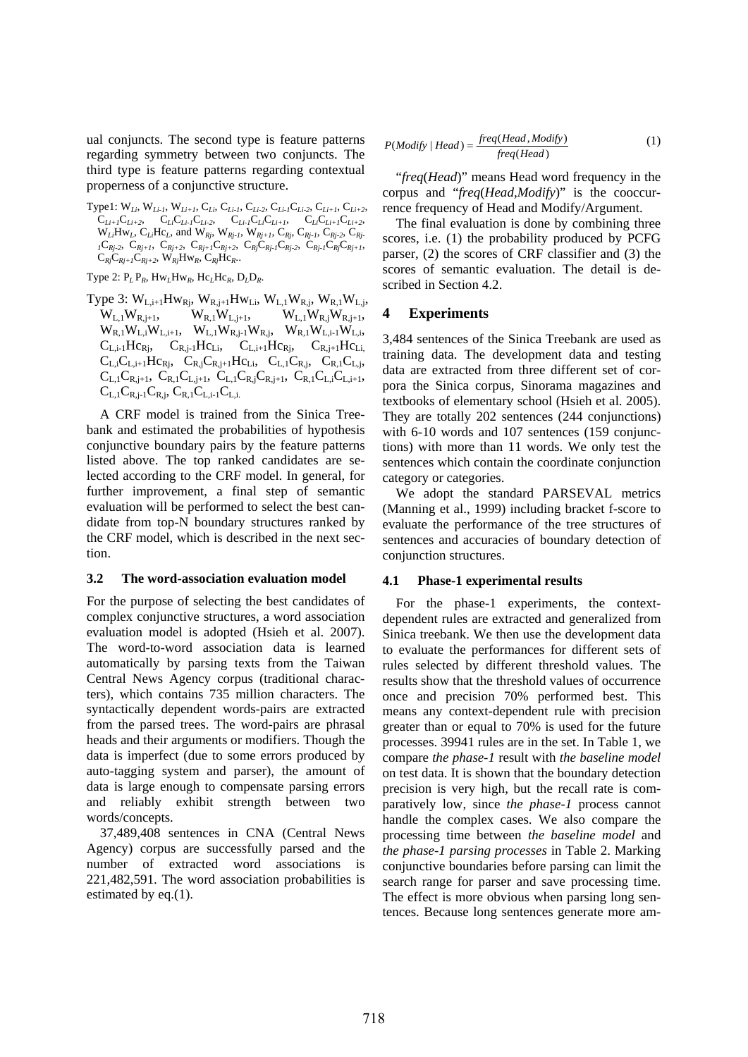ual conjuncts. The second type is feature patterns regarding symmetry between two conjuncts. The third type is feature patterns regarding contextual properness of a conjunctive structure.

Type1: $W_{Li}$, $W_{Li-1}$, $W_{Li+1}$, $C_{Li}$, $C_{Li-1}$, $C_{Li-2}$, $C_{Li-1}C_{Li-2}$, $C_{Li+1}$, $C_{Li+2}$, $C_{Li+1}C_{Li+2}$, $C_{Li}C_{Li-1}C_{Li-2}$, $C_{Li-1}C_{Li}C_{Li+1}$, $C_{Li}C_{Li+1}C_{Li+2}$, $W_{Li}Hw_L$, $C_{Li}Hc_L$, and $W_{Rj}$, $W_{Rj-1}$, $W_{Rj+1}$, $C_{Rj}$, $C_{Rj-1}$, $C_{Rj-2}$, $C_{Rj-1}C_{Rj-2}$, $C_{Rj+1}$, $C_{Rj+2}$, $C_{Rj+1}C_{Rj+2}$, $C_{Rj}C_{Rj-1}C_{Rj-2}$, $C_{Rj-1}C_{Rj}C_{Rj+1}$, $C_{Rj}C_{Rj+1}C_{Rj+2}$, $W_{Rj}Hw_R$, $C_{Rj}Hc_R$.

Type 2: $P_L P_R$, $Hw_LHw_R$, $Hc_LHc_R$, $D_LD_R$.

Type 3: $W_{L,i+1}Hw_{Rj}$, $W_{R,j+1}Hw_{Li}$, $W_{L,1}W_{R,j}$, $W_{R,1}W_{L,j}$, $W_{L,1}W_{R,j+1}$, $W_{R,1}W_{L,j+1}$, $W_{L,1}W_{R,j}W_{R,j+1}$, $W_{R,1}W_{L,i}W_{L,i+1}$, $W_{L,1}W_{R,j-1}W_{R,j}$, $W_{R,1}W_{L,i-1}W_{L,i}$, $C_{L,i-1}Hc_{Rj}$, $C_{R,j-1}Hc_{Li}$, $C_{L,i+1}Hc_{Rj}$, $C_{R,j+1}Hc_{Li}$, $C_{L,i}C_{L,i+1}Hc_{Rj}$, $C_{R,j}C_{R,j+1}Hc_{Li}$, $C_{L,1}C_{R,j}$, $C_{R,1}C_{L,j}$, $C_{L,1}C_{R,j+1}$, $C_{R,1}C_{L,j+1}$, $C_{L,1}C_{R,j}C_{R,j+1}$, $C_{R,1}C_{L,i}C_{L,i+1}$, $C_{L,1}C_{R,j-1}C_{R,j}$, $C_{R,1}C_{L,i-1}C_{L,i}$.

A CRF model is trained from the Sinica Treebank and estimated the probabilities of hypothesis conjunctive boundary pairs by the feature patterns listed above. The top ranked candidates are selected according to the CRF model. In general, for further improvement, a final step of semantic evaluation will be performed to select the best candidate from top-N boundary structures ranked by the CRF model, which is described in the next section.

### 3.2 The word-association evaluation model

For the purpose of selecting the best candidates of complex conjunctive structures, a word association evaluation model is adopted (Hsieh et al. 2007). The word-to-word association data is learned automatically by parsing texts from the Taiwan Central News Agency corpus (traditional characters), which contains 735 million characters. The syntactically dependent words-pairs are extracted from the parsed trees. The word-pairs are phrasal heads and their arguments or modifiers. Though the data is imperfect (due to some errors produced by auto-tagging system and parser), the amount of data is large enough to compensate parsing errors and reliably exhibit strength between two words/concepts.

37,489,408 sentences in CNA (Central News Agency) corpus are successfully parsed and the number of extracted word associations is 221,482,591. The word association probabilities is estimated by eq.(1).

$$P(Modify \mid Head) = \frac{freq(Head, Modify)}{freq(Head)} \tag{1}$$

"*freq*(*Head*)" means Head word frequency in the corpus and "*freq*(*Head*,*Modify*)" is the cooccurrence frequency of Head and Modify/Argument.

The final evaluation is done by combining three scores, i.e. (1) the probability produced by PCFG parser, (2) the scores of CRF classifier and (3) the scores of semantic evaluation. The detail is described in Section 4.2.

## 4 Experiments

3,484 sentences of the Sinica Treebank are used as training data. The development data and testing data are extracted from three different set of corpora the Sinica corpus, Sinorama magazines and textbooks of elementary school (Hsieh et al. 2005). They are totally 202 sentences (244 conjunctions) with 6-10 words and 107 sentences (159 conjunctions) with more than 11 words. We only test the sentences which contain the coordinate conjunction category or categories.

We adopt the standard PARSEVAL metrics (Manning et al., 1999) including bracket f-score to evaluate the performance of the tree structures of sentences and accuracies of boundary detection of conjunction structures.

### 4.1 Phase-1 experimental results

For the phase-1 experiments, the context-dependent rules are extracted and generalized from Sinica treebank. We then use the development data to evaluate the performances for different sets of rules selected by different threshold values. The results show that the threshold values of occurrence once and precision 70% performed best. This means any context-dependent rule with precision greater than or equal to 70% is used for the future processes. 39941 rules are in the set. In Table 1, we compare *the phase-1* result with *the baseline model* on test data. It is shown that the boundary detection precision is very high, but the recall rate is comparatively low, since *the phase-1* process cannot handle the complex cases. We also compare the processing time between *the baseline model* and *the phase-1 parsing processes* in Table 2. Marking conjunctive boundaries before parsing can limit the search range for parser and save processing time. The effect is more obvious when parsing long sentences. Because long sentences generate more am-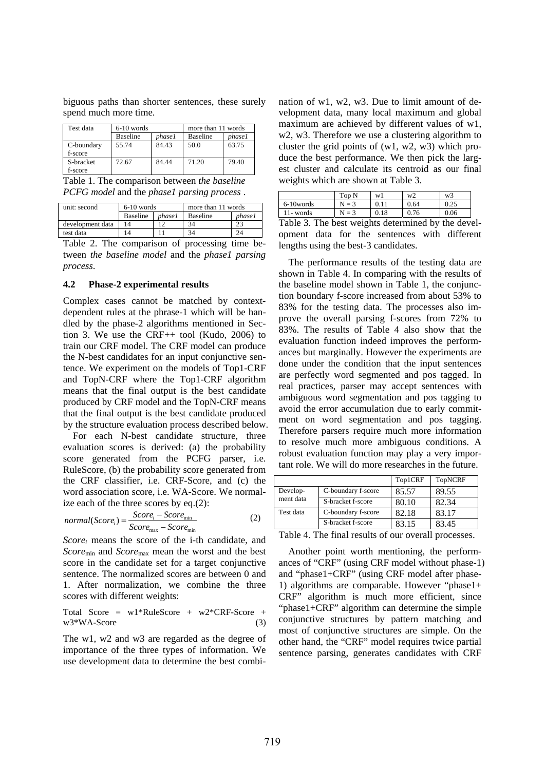biguous paths than shorter sentences, these surely spend much more time.

| Test data | 6-10 words | | more than 11 words | |
|---|---|---|---|---|
| | Baseline | *phase1* | Baseline | *phase1* |
| C-boundary f-score | 55.74 | 84.43 | 50.0 | 63.75 |
| S-bracket f-score | 72.67 | 84.44 | 71.20 | 79.40 |

Table 1. The comparison between *the baseline PCFG model* and the *phase1 parsing process* .

| unit: second | 6-10 words | | more than 11 words | |
|---|---|---|---|---|
| | Baseline | *phase1* | Baseline | *phase1* |
| development data | 14 | 12 | 34 | 23 |
| test data | 14 | 11 | 34 | 24 |

Table 2. The comparison of processing time between *the baseline model* and the *phase1 parsing process*.

### 4.2 Phase-2 experimental results

Complex cases cannot be matched by context-dependent rules at the phrase-1 which will be handled by the phase-2 algorithms mentioned in Section 3. We use the CRF++ tool (Kudo, 2006) to train our CRF model. The CRF model can produce the N-best candidates for an input conjunctive sentence. We experiment on the models of Top1-CRF and TopN-CRF where the Top1-CRF algorithm means that the final output is the best candidate produced by CRF model and the TopN-CRF means that the final output is the best candidate produced by the structure evaluation process described below.

For each N-best candidate structure, three evaluation scores is derived: (a) the probability score generated from the PCFG parser, i.e. RuleScore, (b) the probability score generated from the CRF classifier, i.e. CRF-Score, and (c) the word association score, i.e. WA-Score. We normalize each of the three scores by eq.(2):

$$normal(Score_i) = \frac{Score_i - Score_{\min}}{Score_{\max} - Score_{\min}} \quad (2)$$

$Score_i$ means the score of the i-th candidate, and $Score_{\min}$ and $Score_{\max}$ mean the worst and the best score in the candidate set for a target conjunctive sentence. The normalized scores are between 0 and 1. After normalization, we combine the three scores with different weights:

Total Score = w1*RuleScore + w2*CRF-Score + w3*WA-Score (3)

The w1, w2 and w3 are regarded as the degree of importance of the three types of information. We use development data to determine the best combination of w1, w2, w3. Due to limit amount of development data, many local maximum and global maximum are achieved by different values of w1, w2, w3. Therefore we use a clustering algorithm to cluster the grid points of (w1, w2, w3) which produce the best performance. We then pick the largest cluster and calculate its centroid as our final weights which are shown at Table 3.

| | Top N | w1 | w2 | w3 |
|---|---|---|---|---|
| 6-10words | N = 3 | 0.11 | 0.64 | 0.25 |
| 11- words | N = 3 | 0.18 | 0.76 | 0.06 |

Table 3. The best weights determined by the development data for the sentences with different lengths using the best-3 candidates.

The performance results of the testing data are shown in Table 4. In comparing with the results of the baseline model shown in Table 1, the conjunction boundary f-score increased from about 53% to 83% for the testing data. The processes also improve the overall parsing f-scores from 72% to 83%. The results of Table 4 also show that the evaluation function indeed improves the performances but marginally. However the experiments are done under the condition that the input sentences are perfectly word segmented and pos tagged. In real practices, parser may accept sentences with ambiguous word segmentation and pos tagging to avoid the error accumulation due to early commitment on word segmentation and pos tagging. Therefore parsers require much more information to resolve much more ambiguous conditions. A robust evaluation function may play a very important role. We will do more researches in the future.

| | | Top1CRF | TopNCRF |
|---|---|---|---|
| Development data | C-boundary f-score | 85.57 | 89.55 |
| | S-bracket f-score | 80.10 | 82.34 |
| Test data | C-boundary f-score | 82.18 | 83.17 |
| | S-bracket f-score | 83.15 | 83.45 |

Table 4. The final results of our overall processes.

Another point worth mentioning, the performances of "CRF" (using CRF model without phase-1) and "phase1+CRF" (using CRF model after phase-1) algorithms are comparable. However "phase1+CRF" algorithm is much more efficient, since "phase1+CRF" algorithm can determine the simple conjunctive structures by pattern matching and most of conjunctive structures are simple. On the other hand, the "CRF" model requires twice partial sentence parsing, generates candidates with CRF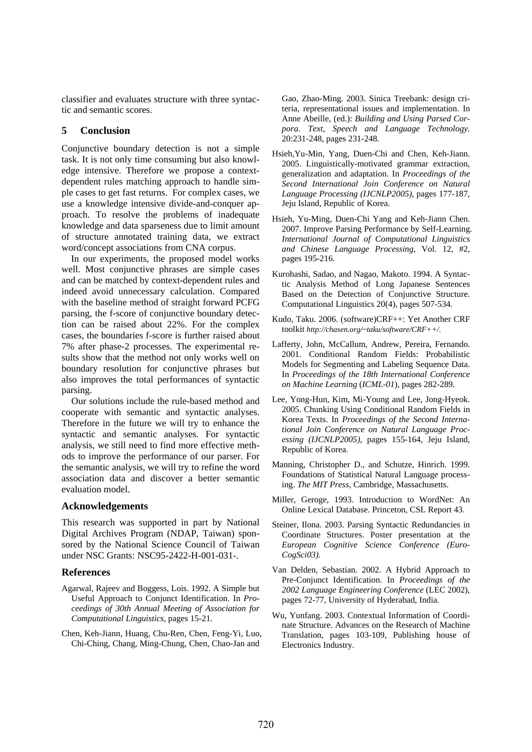classifier and evaluates structure with three syntactic and semantic scores.

## 5 Conclusion

Conjunctive boundary detection is not a simple task. It is not only time consuming but also knowledge intensive. Therefore we propose a context-dependent rules matching approach to handle simple cases to get fast returns. For complex cases, we use a knowledge intensive divide-and-conquer approach. To resolve the problems of inadequate knowledge and data sparseness due to limit amount of structure annotated training data, we extract word/concept associations from CNA corpus.

In our experiments, the proposed model works well. Most conjunctive phrases are simple cases and can be matched by context-dependent rules and indeed avoid unnecessary calculation. Compared with the baseline method of straight forward PCFG parsing, the f-score of conjunctive boundary detection can be raised about 22%. For the complex cases, the boundaries f-score is further raised about 7% after phase-2 processes. The experimental results show that the method not only works well on boundary resolution for conjunctive phrases but also improves the total performances of syntactic parsing.

Our solutions include the rule-based method and cooperate with semantic and syntactic analyses. Therefore in the future we will try to enhance the syntactic and semantic analyses. For syntactic analysis, we still need to find more effective methods to improve the performance of our parser. For the semantic analysis, we will try to refine the word association data and discover a better semantic evaluation model.

## Acknowledgements

This research was supported in part by National Digital Archives Program (NDAP, Taiwan) sponsored by the National Science Council of Taiwan under NSC Grants: NSC95-2422-H-001-031-.

## References

Agarwal, Rajeev and Boggess, Lois. 1992. A Simple but Useful Approach to Conjunct Identification. In *Proceedings of 30th Annual Meeting of Association for Computational Linguistics*, pages 15-21.

Chen, Keh-Jiann, Huang, Chu-Ren, Chen, Feng-Yi, Luo, Chi-Ching, Chang, Ming-Chung, Chen, Chao-Jan and Gao, Zhao-Ming. 2003. Sinica Treebank: design criteria, representational issues and implementation. In Anne Abeille, (ed.): *Building and Using Parsed Corpora. Text, Speech and Language Technology.* 20:231-248, pages 231-248.

Hsieh,Yu-Min, Yang, Duen-Chi and Chen, Keh-Jiann. 2005. Linguistically-motivated grammar extraction, generalization and adaptation. In *Proceedings of the Second International Join Conference on Natural Language Processing (IJCNLP2005)*, pages 177-187, Jeju Island, Republic of Korea.

Hsieh, Yu-Ming, Duen-Chi Yang and Keh-Jiann Chen. 2007. Improve Parsing Performance by Self-Learning. *International Journal of Computational Linguistics and Chinese Language Processing*, Vol. 12, #2, pages 195-216.

Kurohashi, Sadao, and Nagao, Makoto. 1994. A Syntactic Analysis Method of Long Japanese Sentences Based on the Detection of Conjunctive Structure. Computational Linguistics 20(4), pages 507-534.

Kudo, Taku. 2006. (software)CRF++: Yet Another CRF toolkit *http://chasen.org/~taku/software/CRF++/.*

Lafferty, John, McCallum, Andrew, Pereira, Fernando. 2001. Conditional Random Fields: Probabilistic Models for Segmenting and Labeling Sequence Data. In *Proceedings of the 18th International Conference on Machine Learning* (*ICML-01*), pages 282-289.

Lee, Yong-Hun, Kim, Mi-Young and Lee, Jong-Hyeok. 2005. Chunking Using Conditional Random Fields in Korea Texts. In *Proceedings of the Second International Join Conference on Natural Language Processing (IJCNLP2005)*, pages 155-164, Jeju Island, Republic of Korea.

Manning, Christopher D., and Schutze, Hinrich. 1999. Foundations of Statistical Natural Language processing. *The MIT Press*, Cambridge, Massachusetts.

Miller, Geroge, 1993. Introduction to WordNet: An Online Lexical Database. Princeton, CSL Report 43.

Steiner, Ilona. 2003. Parsing Syntactic Redundancies in Coordinate Structures. Poster presentation at the *European Cognitive Science Conference (EuroCogSci03).*

Van Delden, Sebastian. 2002. A Hybrid Approach to Pre-Conjunct Identification. In *Proceedings of the 2002 Language Engineering Conference* (LEC 2002), pages 72-77, University of Hyderabad, India.

Wu, Yunfang. 2003. Contextual Information of Coordinate Structure. Advances on the Research of Machine Translation, pages 103-109, Publishing house of Electronics Industry.